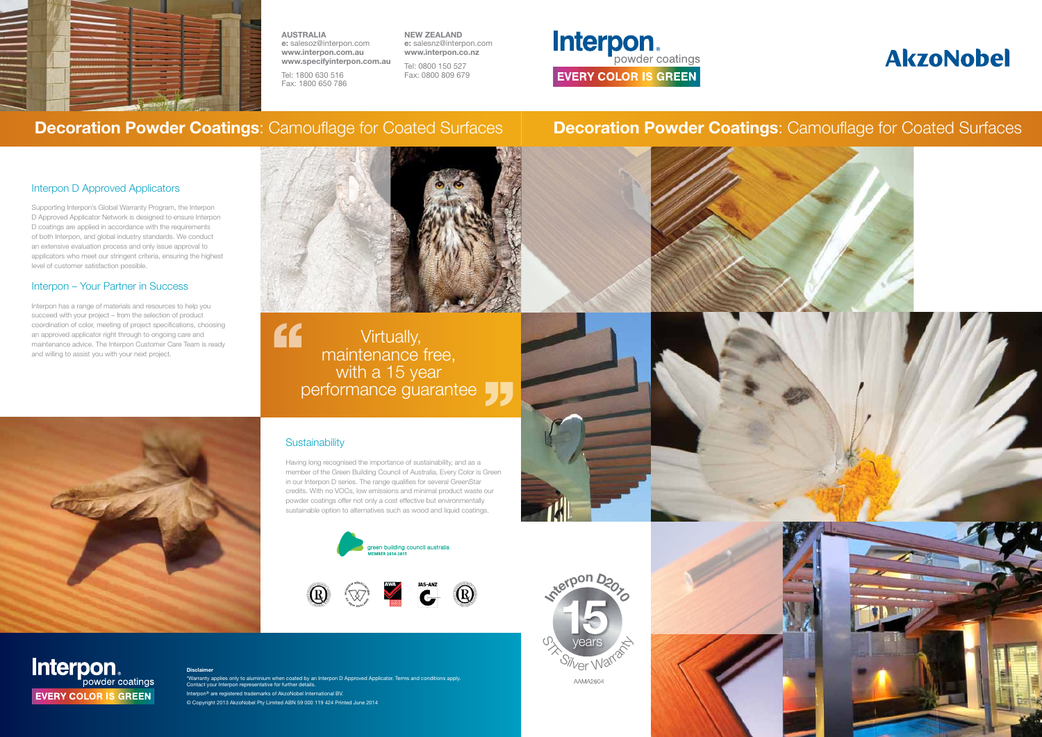**AUSTRALIA**
**e:** salesoz@interpon.com
**www.interpon.com.au**
**www.specifyinterpon.com.au**
Tel: 1800 630 516
Fax: 1800 650 786

**NEW ZEALAND**
**e:** salesnz@interpon.com
**www.interpon.co.nz**
Tel: 0800 150 527
Fax: 0800 809 679

Interpon® powder coatings
EVERY COLOR IS GREEN

AkzoNobel

# **Decoration Powder Coatings**: Camouflage for Coated Surfaces

## Interpon D Approved Applicators

Supporting Interpon's Global Warranty Program, the Interpon D Approved Applicator Network is designed to ensure Interpon D coatings are applied in accordance with the requirements of both Interpon, and global industry standards. We conduct an extensive evaluation process and only issue approval to applicators who meet our stringent criteria, ensuring the highest level of customer satisfaction possible.

## Interpon – Your Partner in Success

Interpon has a range of materials and resources to help you succeed with your project – from the selection of product coordination of color, meeting of project specifications, choosing an approved applicator right through to ongoing care and maintenance advice. The Interpon Customer Care Team is ready and willing to assist you with your next project.

> "Virtually, maintenance free, with a 15 year performance guarantee"

## Sustainability

Having long recognised the importance of sustainability, and as a member of the Green Building Council of Australia, Every Color is Green in our Interpon D series. The range qualifies for several GreenStar credits. With no VOCs, low emissions and minimal product waste our powder coatings offer not only a cost effective but environmentally sustainable option to alternatives such as wood and liquid coatings.

green building council australia
MEMBER 2014-2015

Interpon D2010
15 years
STF Silver Warranty
AAMA2604

# **Decoration Powder Coatings**: Camouflage for Coated Surfaces

Interpon® powder coatings
EVERY COLOR IS GREEN

**Disclaimer**

*Warranty applies only to aluminium when coated by an Interpon D Approved Applicator. Terms and conditions apply. Contact your Interpon representative for further details.

Interpon® are registered trademarks of AkzoNobel International BV.

© Copyright 2013 AkzoNobel Pty Limited ABN 59 000 119 424 Printed June 2014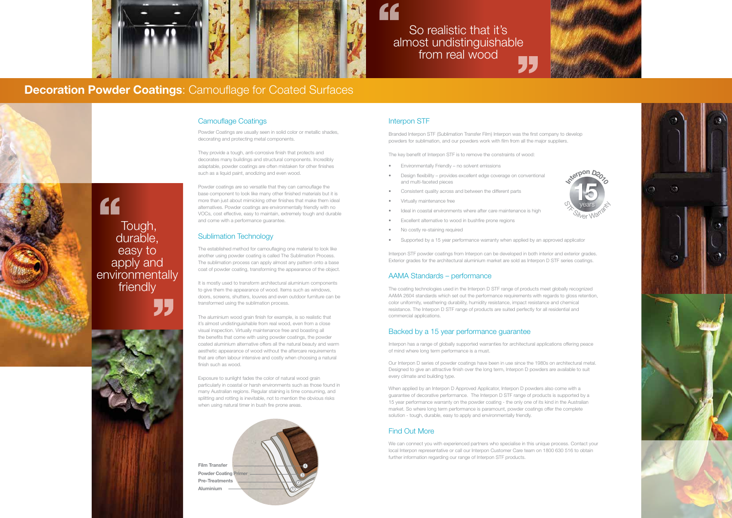> So realistic that it's almost undistinguishable from real wood

# **Decoration Powder Coatings**: Camouflage for Coated Surfaces

> Tough, durable, easy to apply and environmentally friendly

## Camouflage Coatings

Powder Coatings are usually seen in solid color or metallic shades, decorating and protecting metal components.

They provide a tough, anti-corrosive finish that protects and decorates many buildings and structural components. Incredibly adaptable, powder coatings are often mistaken for other finishes such as a liquid paint, anodizing and even wood.

Powder coatings are so versatile that they can camouflage the base component to look like many other finished materials but it is more than just about mimicking other finishes that make them ideal alternatives. Powder coatings are environmentally friendly with no VOCs, cost effective, easy to maintain, extremely tough and durable and come with a performance guarantee.

## Sublimation Technology

The established method for camouflaging one material to look like another using powder coating is called The Sublimation Process. The sublimation process can apply almost any pattern onto a base coat of powder coating, transforming the appearance of the object.

It is mostly used to transform architectural aluminium components to give them the appearance of wood. Items such as windows, doors, screens, shutters, louvres and even outdoor furniture can be transformed using the sublimation process.

The aluminium wood grain finish for example, is so realistic that it's almost undistinguishable from real wood, even from a close visual inspection. Virtually maintenance free and boasting all the benefits that come with using powder coatings, the powder coated aluminium alternative offers all the natural beauty and warm aesthetic appearance of wood without the aftercare requirements that are often labour intensive and costly when choosing a natural finish such as wood.

Exposure to sunlight fades the color of natural wood grain particularly in coastal or harsh environments such as those found in many Australian regions. Regular staining is time consuming, and splitting and rotting is inevitable, not to mention the obvious risks when using natural timer in bush fire prone areas.

Film Transfer (4)
Powder Coating Primer (3)
Pre-Treatments (2)
Aluminium (1)

## Interpon STF

Branded Interpon STF (Sublimation Transfer Film) Interpon was the first company to develop powders for sublimation, and our powders work with film from all the major suppliers.

The key benefit of Interpon STF is to remove the constraints of wood:

- Environmentally Friendly – no solvent emissions
- Design flexibility – provides excellent edge coverage on conventional and multi-faceted pieces
- Consistent quality across and between the different parts
- Virtually maintenance free
- Ideal in coastal environments where after care maintenance is high
- Excellent alternative to wood in bushfire prone regions
- No costly re-staining required
- Supported by a 15 year performance warranty when applied by an approved applicator

Interpon D2010 15 years STF Silver Warranty

Interpon STF powder coatings from Interpon can be developed in both interior and exterior grades. Exterior grades for the structural aluminium market are sold as Interpon D STF series coatings.

## AAMA Standards – performance

The coating technologies used in the Interpon D STF range of products meet globally recognized AAMA 2604 standards which set out the performance requirements with regards to gloss retention, color uniformity, weathering durability, humidity resistance, impact resistance and chemical resistance. The Interpon D STF range of products are suited perfectly for all residential and commercial applications.

## Backed by a 15 year performance guarantee

Interpon has a range of globally supported warranties for architectural applications offering peace of mind where long term performance is a must.

Our Interpon D series of powder coatings have been in use since the 1980s on architectural metal. Designed to give an attractive finish over the long term, Interpon D powders are available to suit every climate and building type.

When applied by an Interpon D Approved Applicator, Interpon D powders also come with a guarantee of decorative performance. The Interpon D STF range of products is supported by a 15 year performance warranty on the powder coating - the only one of its kind in the Australian market. So where long term performance is paramount, powder coatings offer the complete solution - tough, durable, easy to apply and environmentally friendly.

## Find Out More

We can connect you with experienced partners who specialise in this unique process. Contact your local Interpon representative or call our Interpon Customer Care team on 1800 630 516 to obtain further information regarding our range of Interpon STF products.